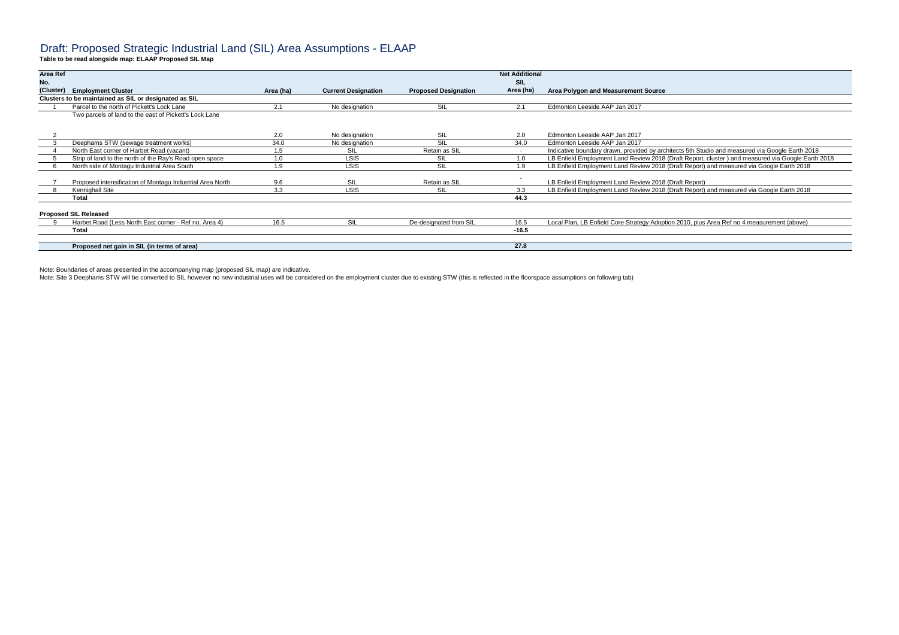# Draft: Proposed Strategic Industrial Land (SIL) Area Assumptions - ELAAP

**Table to be read alongside map: ELAAP Proposed SIL Map**

| Area Ref No. (Cluster) | Employment Cluster | Area (ha) | Current Designation | Proposed Designation | Net Additional SIL Area (ha) | Area Polygon and Measurement Source |
|---|---|---|---|---|---|---|
| **Clusters to be maintained as SIL or designated as SIL** | | | | | | |
| 1 | Parcel to the north of Pickett's Lock Lane | 2.1 | No designation | SIL | 2.1 | Edmonton Leeside AAP Jan 2017 |
| 2 | Two parcels of land to the east of Pickett's Lock Lane | 2.0 | No designation | SIL | 2.0 | Edmonton Leeside AAP Jan 2017 |
| 3 | Deephams STW (sewage treatment works) | 34.0 | No designation | SIL | 34.0 | Edmonton Leeside AAP Jan 2017 |
| 4 | North East corner of Harbet Road (vacant) | 1.5 | SIL | Retain as SIL | - | Indicative boundary drawn, provided by architects 5th Studio and measured via Google Earth 2018 |
| 5 | Strip of land to the north of the Ray's Road open space | 1.0 | LSIS | SIL | 1.0 | LB Enfield Employment Land Review 2018 (Draft Report, cluster ) and measured via Google Earth 2018 |
| 6 | North side of Montagu Industrial Area South | 1.9 | LSIS | SIL | 1.9 | LB Enfield Employment Land Review 2018 (Draft Report) and measured via Google Earth 2018 |
| 7 | Proposed intensification of Montagu Industrial Area North | 9.6 | SIL | Retain as SIL | - | LB Enfield Employment Land Review 2018 (Draft Report) |
| 8 | Kennighall Site | 3.3 | LSIS | SIL | 3.3 | LB Enfield Employment Land Review 2018 (Draft Report) and measured via Google Earth 2018 |
| | **Total** | | | | **44.3** | |
| **Proposed SIL Released** | | | | | | |
| 9 | Harbet Road (Less North East corner - Ref no. Area 4) | 16.5 | SIL | De-designated from SIL | 16.5 | Local Plan, LB Enfield Core Strategy Adoption 2010, plus Area Ref no 4 measurement (above) |
| | **Total** | | | | **-16.5** | |
| | **Proposed net gain in SIL (in terms of area)** | | | | **27.8** | |

Note: Boundaries of areas presented in the accompanying map (proposed SIL map) are indicative.

Note: Site 3 Deephams STW will be converted to SIL however no new industrial uses will be considered on the employment cluster due to existing STW (this is reflected in the floorspace assumptions on following tab)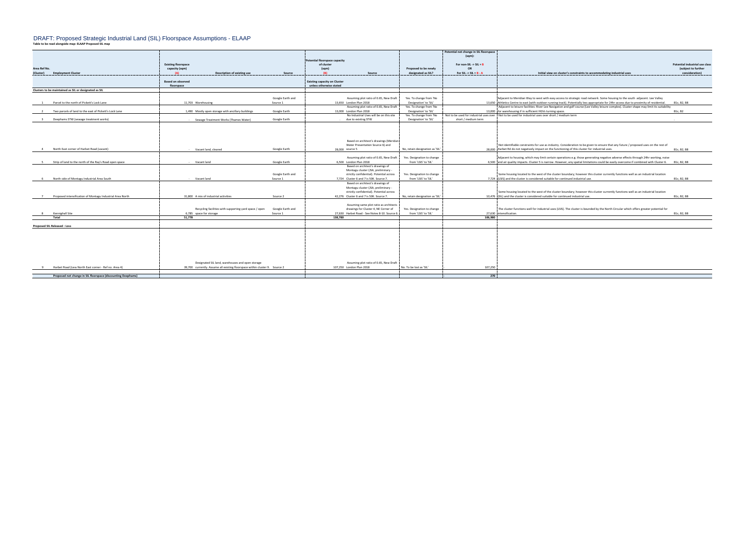# DRAFT: Proposed Strategic Industrial Land (SIL) Floorspace Assumptions - ELAAP

**Table to be read alongside map: ELAAP Proposed SIL map**

| Area Ref No. (Cluster) | Employment Cluster | Existing floorspace capacity (sqm) (A) | Description of existing use | Source | Potential floorspace capacity of cluster (sqm) (B) | Source | Proposed to be newly designated as SIL? | Potential net change in SIL floorspace (sqm): For non-SIL -> SIL = B OR For SIL -> SIL = B - A | Initial view on cluster's constraints to accommodating industrial uses | Potential industrial use class (subject to further consideration) |
|---|---|---|---|---|---|---|---|---|---|---|
| | | Based on observed floorspace | | | Existing capacity on Cluster unless otherwise stated | | | | | |
| **Clusters to be maintained as SIL or designated as SIL** | | | | | | | | | | |
| 1 | Parcel to the north of Pickett's Lock Lane | 11,703 | Warehousing | Google Earth and Source 1 | 13,650 | Assuming plot ratio of 0.65, New Draft London Plan 2018 | Yes. To change from 'No Designation' to 'SIL' | 13,650 | Adjacent to Meridian Way to west with easy access to strategic road network. Some housing to the south adjacent. Lee Valley Athletics Centre to east (with outdoor running track). Potentially less appropriate for 24hr access due to proximity of residential. | B1c, B2, B8 |
| 2 | Two parcels of land to the east of Pickett's Lock Lane | 1,490 | Mostly open storage with ancillary buildings | Google Earth | 13,000 | Assuming plot ratio of 0.65, New Draft London Plan 2018 | Yes. To change from 'No Designation' to 'SIL' | 13,000 | Adjacent to leisure facilities: River Lee Navigation and golf course (Lee Valley leisure complex). Cluster shape may limit its suitability for warehousing if in sufficient HGVs turning space. | B1c, B2 |
| 3 | Deephams STW (sewage treatment works) | - | Sewage Treatment Works (Thames Water) | Google Earth | - | No Industrial Uses will be on this site due to existing STW | Yes. To change from 'No Designation' to 'SIL' | Not to be used for industrial uses over short / medium term | Not to be used for industrial uses over short / medium term | - |
| 4 | North East corner of Harbet Road (vacant) | - | Vacant land, cleared | Google Earth | 28,000 | Based on architect's drawings (Meridian Water Presentation Source 6) and source 5 | 'No, retain designation as 'SIL' | 28,000 | Not identifiable constraints for use as industry. Consideration to be given to ensure that any future / proposed uses on the rest of Harbet Rd do not negatively impact on the functioning of this cluster for industrial uses. | B1c, B2, B8 |
| 5 | Strip of land to the north of the Ray's Road open space | - | Vacant land | Google Earth | 6,500 | Assuming plot ratio of 0.65, New Draft London Plan 2018 | Yes. Designation to change from 'LSIS' to 'SIL' | 6,500 | Adjacent to housing, which may limit certain operations e.g. those generating negative adverse effects through 24hr working, noise and air quality impacts. Cluster 5 is narrow. However, any spatial limitations could be easily overcome if combined with Cluster 6. | B1c, B2, B8 |
| 6 | North side of Montagu Industrial Area South | - | Vacant land | Google Earth and Source 1 | 7,724 | Based on architect's drawings of Montagu cluster (JSA, preliminary - strictly confidential). Potential across Cluster 6 and 7 is 50K. Source 7. | Yes. Designation to change from 'LSIS' to 'SIL' | 7,724 | Some housing located to the west of the cluster boundary; however this cluster currently functions well as an industrial location (LSIS) and the cluster is considered suitable for continued industrial use. | B1c, B2, B8 |
| 7 | Proposed intensification of Montagu Industrial Area North | 31,800 | A mix of industrial activities | Source 2 | 42,276 | Based on architect's drawings of Montagu cluster (JSA, preliminary - strictly confidential). Potential across Cluster 6 and 7 is 50K. Source 7. | No, retain designation as 'SIL' | 10,476 | Some housing located to the west of the cluster boundary; however this cluster currently functions well as an industrial location (SIL) and the cluster is considered suitable for continued industrial use. | B1c, B2, B8 |
| 8 | Kenninghall Site | 6,785 | Recycling facilities with supporting yard space / open space for storage | Google Earth and Source 1 | 27,630 | Assuming same plot ratio as architects drawings for Cluster 4, NE Corner of Harbet Road - See Notes 8-10. Source 6. | Yes. Designation to change from 'LSIS' to 'SIL' | 27,630 | The cluster functions well for industrial uses (LSIS). The cluster is bounded by the North Circular which offers greater potential for intensification. | B1c, B2, B8 |
| | **Total** | **51,778** | | | **138,780** | | | **106,980** | | |
| **Proposed SIL Released : Loss** | | | | | | | | | | |
| 9 | Harbet Road (Less North East corner - Ref no. Area 4) | 39,700 | Designated SIL land, warehouses and open storage currently. Assume all existing floorspace within cluster 9. | Source 2 | 107,250 | Assuming plot ratio of 0.65, New Draft London Plan 2018 | No. To be lost as 'SIL' | - 107,250 | | |
| | **Proposed net change in SIL floorspace (discounting Deephams)** | | | | | | | **270** | | |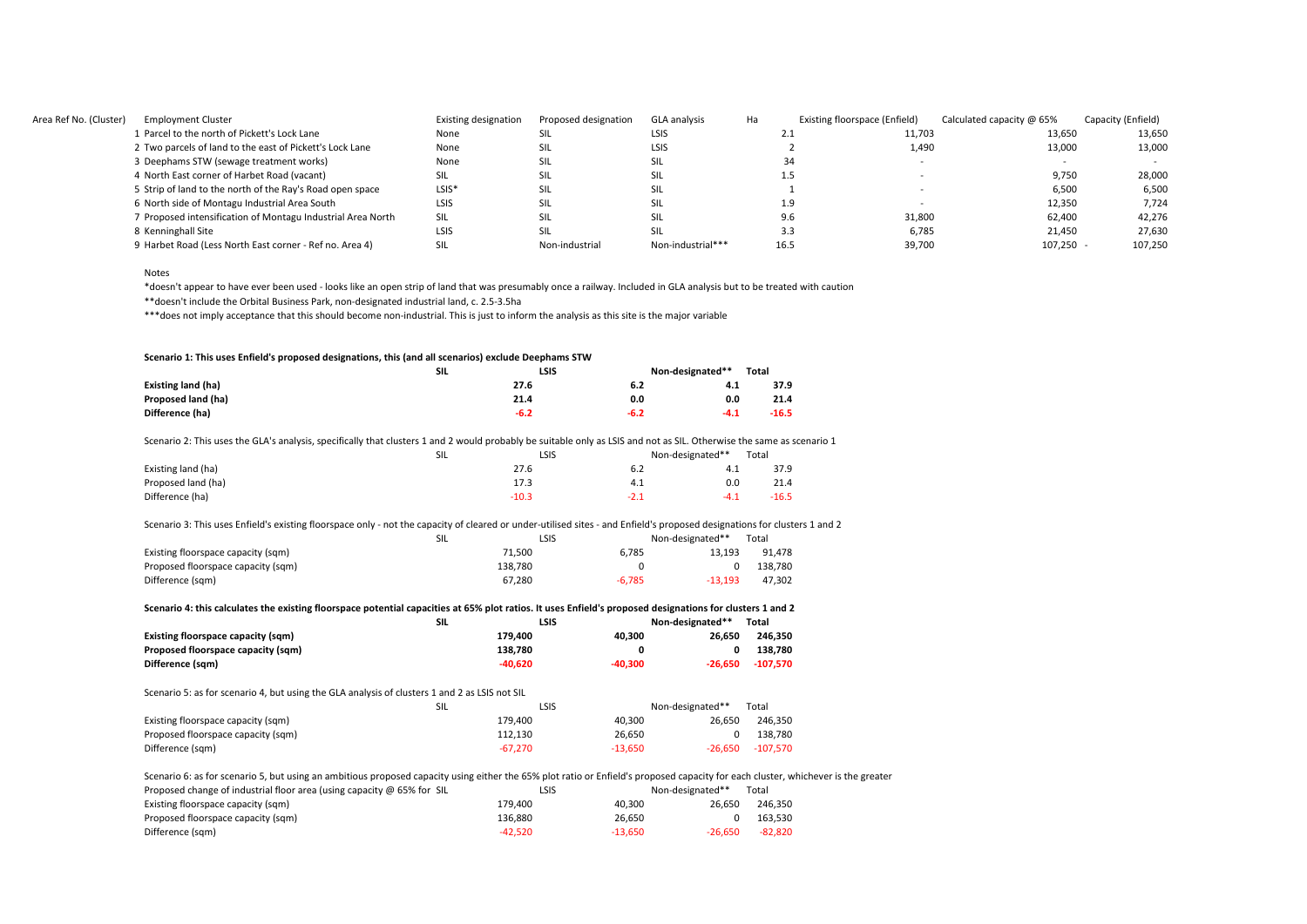| Area Ref No. (Cluster) | Employment Cluster | Existing designation | Proposed designation | GLA analysis | Ha | Existing floorspace (Enfield) | Calculated capacity @ 65% | Capacity (Enfield) |
|---|---|---|---|---|---|---|---|---|
| 1 | Parcel to the north of Pickett's Lock Lane | None | SIL | LSIS | 2.1 | 11,703 | 13,650 | 13,650 |
| 2 | Two parcels of land to the east of Pickett's Lock Lane | None | SIL | LSIS | 2 | 1,490 | 13,000 | 13,000 |
| 3 | Deephams STW (sewage treatment works) | None | SIL | SIL | 34 | - | - | - |
| 4 | North East corner of Harbet Road (vacant) | SIL | SIL | SIL | 1.5 | - | 9,750 | 28,000 |
| 5 | Strip of land to the north of the Ray's Road open space | LSIS* | SIL | SIL | 1 | - | 6,500 | 6,500 |
| 6 | North side of Montagu Industrial Area South | LSIS | SIL | SIL | 1.9 | - | 12,350 | 7,724 |
| 7 | Proposed intensification of Montagu Industrial Area North | SIL | SIL | SIL | 9.6 | 31,800 | 62,400 | 42,276 |
| 8 | Kenninghall Site | LSIS | SIL | SIL | 3.3 | 6,785 | 21,450 | 27,630 |
| 9 | Harbet Road (Less North East corner - Ref no. Area 4) | SIL | Non-industrial | Non-industrial*** | 16.5 | 39,700 | 107,250 - | 107,250 |

Notes

*doesn't appear to have ever been used - looks like an open strip of land that was presumably once a railway. Included in GLA analysis but to be treated with caution

**doesn't include the Orbital Business Park, non-designated industrial land, c. 2.5-3.5ha

***does not imply acceptance that this should become non-industrial. This is just to inform the analysis as this site is the major variable

**Scenario 1: This uses Enfield's proposed designations, this (and all scenarios) exclude Deephams STW**

| | SIL | LSIS | Non-designated** | Total |
|---|---|---|---|---|
| **Existing land (ha)** | **27.6** | **6.2** | **4.1** | **37.9** |
| **Proposed land (ha)** | **21.4** | **0.0** | **0.0** | **21.4** |
| **Difference (ha)** | **-6.2** | **-6.2** | **-4.1** | **-16.5** |

Scenario 2: This uses the GLA's analysis, specifically that clusters 1 and 2 would probably be suitable only as LSIS and not as SIL. Otherwise the same as scenario 1

| | SIL | LSIS | Non-designated** | Total |
|---|---|---|---|---|
| Existing land (ha) | 27.6 | 6.2 | 4.1 | 37.9 |
| Proposed land (ha) | 17.3 | 4.1 | 0.0 | 21.4 |
| Difference (ha) | -10.3 | -2.1 | -4.1 | -16.5 |

Scenario 3: This uses Enfield's existing floorspace only - not the capacity of cleared or under-utilised sites - and Enfield's proposed designations for clusters 1 and 2

| | SIL | LSIS | Non-designated** | Total |
|---|---|---|---|---|
| Existing floorspace capacity (sqm) | 71,500 | 6,785 | 13,193 | 91,478 |
| Proposed floorspace capacity (sqm) | 138,780 | 0 | 0 | 138,780 |
| Difference (sqm) | 67,280 | -6,785 | -13,193 | 47,302 |

**Scenario 4: this calculates the existing floorspace potential capacities at 65% plot ratios. It uses Enfield's proposed designations for clusters 1 and 2**

| | SIL | LSIS | Non-designated** | Total |
|---|---|---|---|---|
| **Existing floorspace capacity (sqm)** | **179,400** | **40,300** | **26,650** | **246,350** |
| **Proposed floorspace capacity (sqm)** | **138,780** | **0** | **0** | **138,780** |
| **Difference (sqm)** | **-40,620** | **-40,300** | **-26,650** | **-107,570** |

Scenario 5: as for scenario 4, but using the GLA analysis of clusters 1 and 2 as LSIS not SIL

| | SIL | LSIS | Non-designated** | Total |
|---|---|---|---|---|
| Existing floorspace capacity (sqm) | 179,400 | 40,300 | 26,650 | 246,350 |
| Proposed floorspace capacity (sqm) | 112,130 | 26,650 | 0 | 138,780 |
| Difference (sqm) | -67,270 | -13,650 | -26,650 | -107,570 |

Scenario 6: as for scenario 5, but using an ambitious proposed capacity using either the 65% plot ratio or Enfield's proposed capacity for each cluster, whichever is the greater

| Proposed change of industrial floor area (using capacity @ 65% for | SIL | LSIS | Non-designated** | Total |
|---|---|---|---|---|
| Existing floorspace capacity (sqm) | 179,400 | 40,300 | 26,650 | 246,350 |
| Proposed floorspace capacity (sqm) | 136,880 | 26,650 | 0 | 163,530 |
| Difference (sqm) | -42,520 | -13,650 | -26,650 | -82,820 |